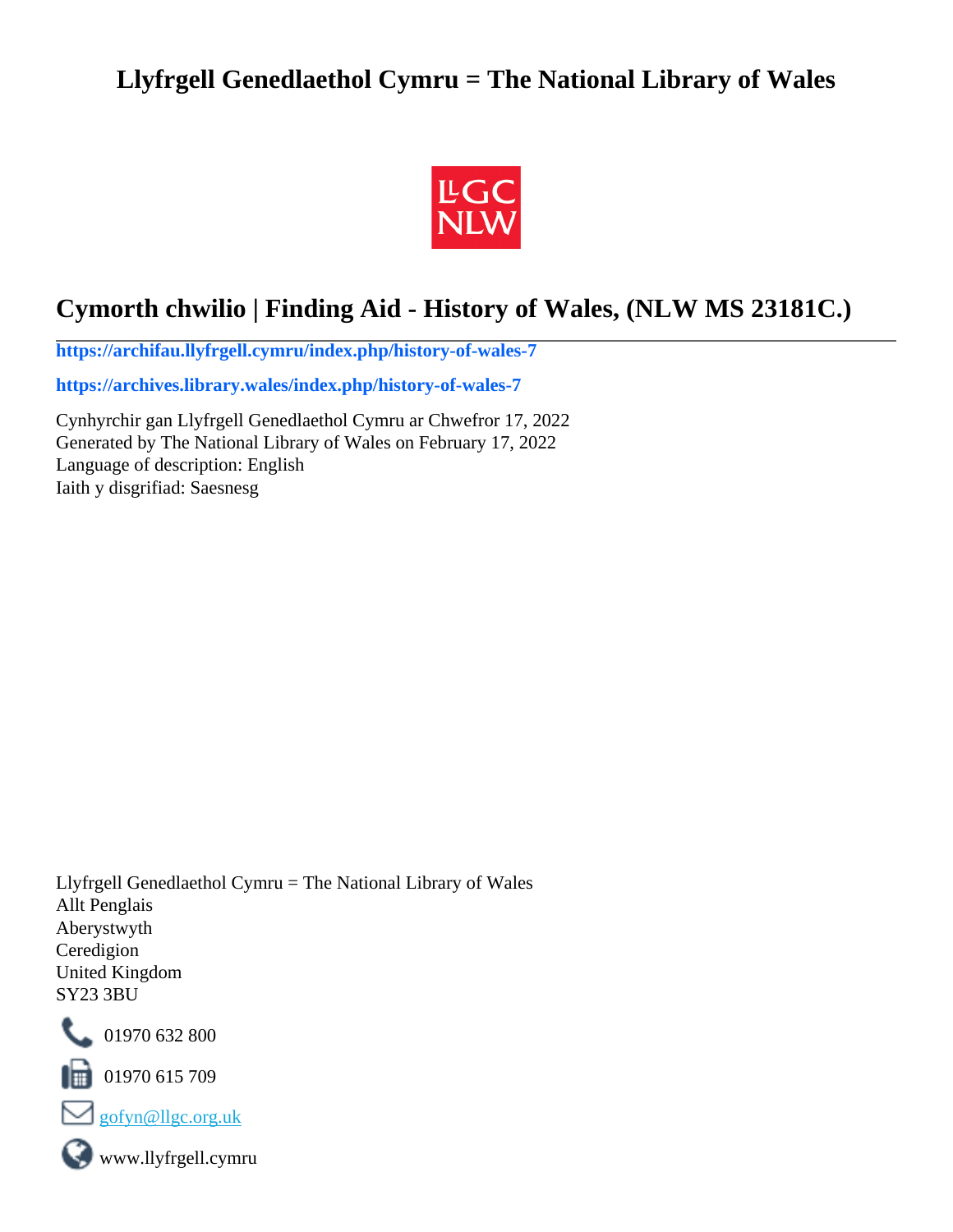# Llyfrgell Genedlaethol Cymru = The National Library of Wales

## Cymorth chwilio | Finding Aid - History of Wales, (NLW MS 23181C.)

**https://archifau.llyfrgell.cymru/index.php/history-of-wales-7**

**https://archives.library.wales/index.php/history-of-wales-7**

Cynhyrchir gan Llyfrgell Genedlaethol Cymru ar Chwefror 17, 2022
Generated by The National Library of Wales on February 17, 2022
Language of description: English
Iaith y disgrifiad: Saesnesg

Llyfrgell Genedlaethol Cymru = The National Library of Wales
Allt Penglais
Aberystwyth
Ceredigion
United Kingdom
SY23 3BU

01970 632 800

01970 615 709

gofyn@llgc.org.uk

www.llyfrgell.cymru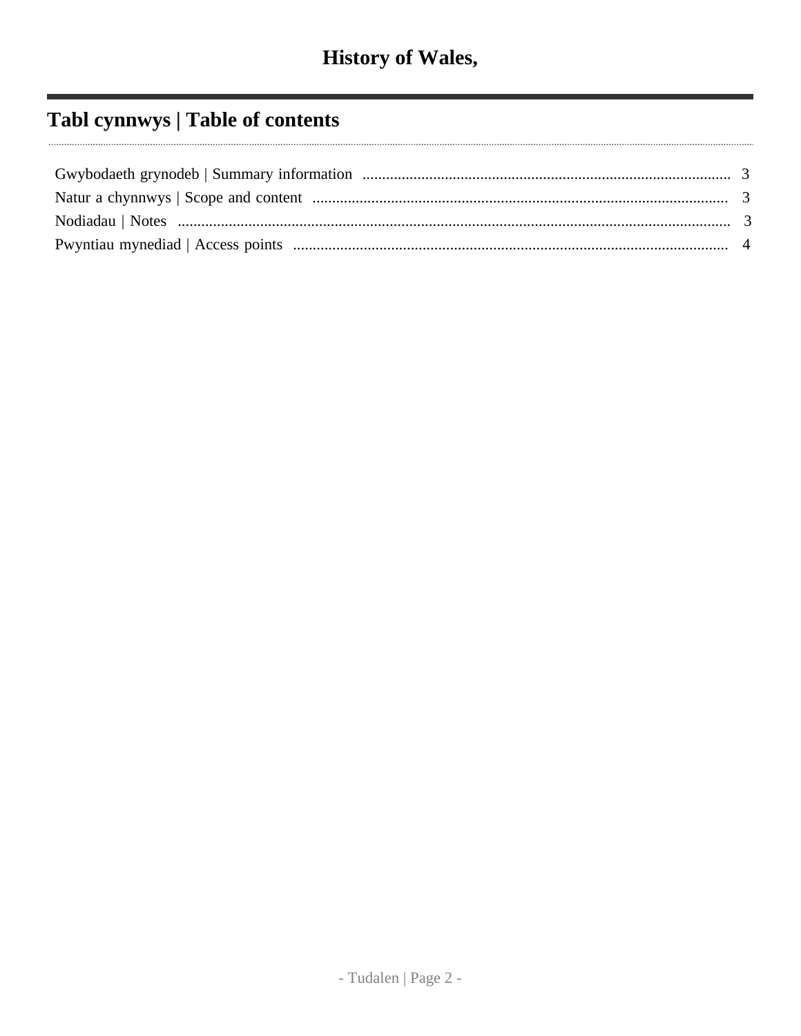# History of Wales,

## Tabl cynnwys | Table of contents

Gwybodaeth grynodeb | Summary information ........ 3
Natur a chynnwys | Scope and content ........ 3
Nodiadau | Notes ........ 3
Pwyntiau mynediad | Access points ........ 4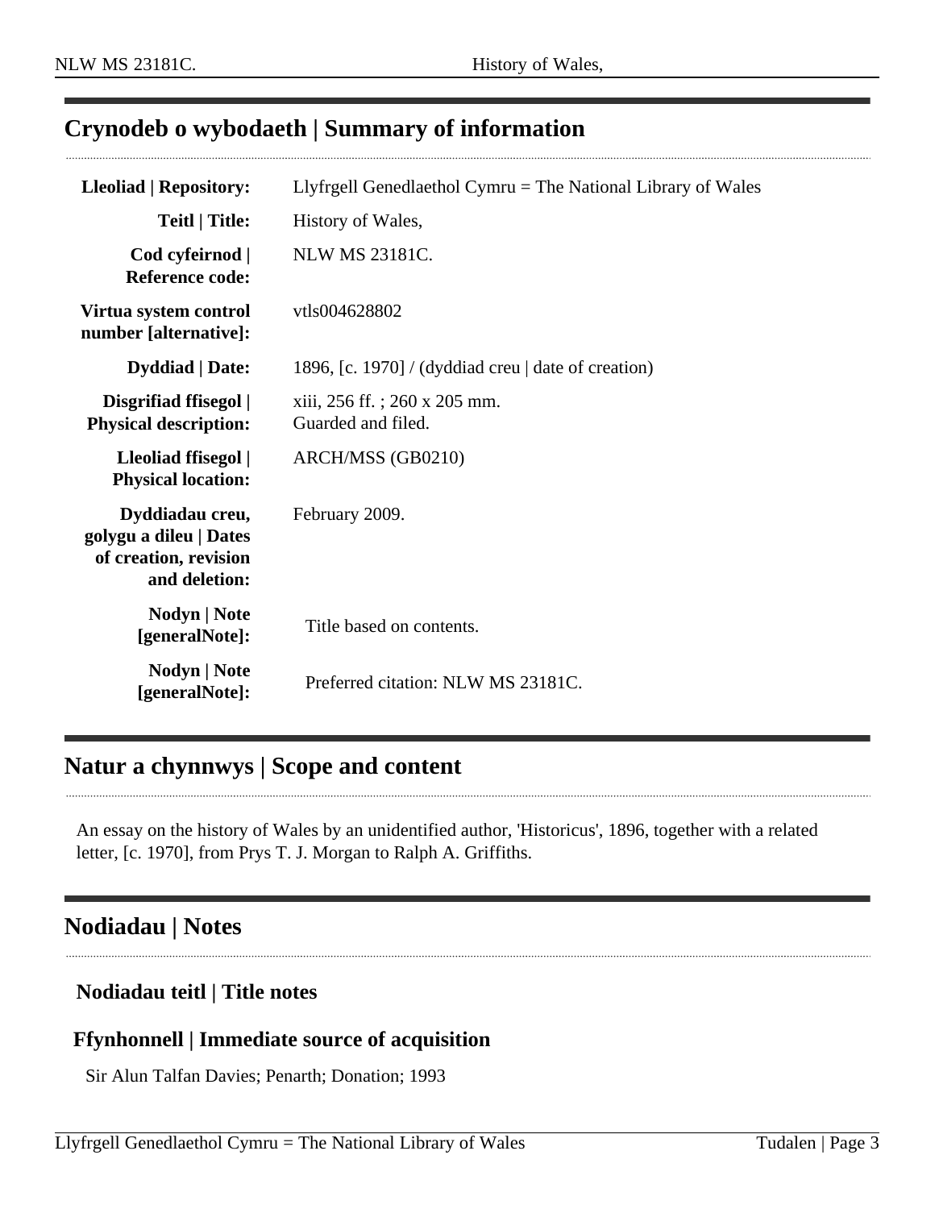## Crynodeb o wybodaeth | Summary of information

| | |
|---|---|
| **Lleoliad \| Repository:** | Llyfrgell Genedlaethol Cymru = The National Library of Wales |
| **Teitl \| Title:** | History of Wales, |
| **Cod cyfeirnod \| Reference code:** | NLW MS 23181C. |
| **Virtua system control number [alternative]:** | vtls004628802 |
| **Dyddiad \| Date:** | 1896, [c. 1970] / (dyddiad creu \| date of creation) |
| **Disgrifiad ffisegol \| Physical description:** | xiii, 256 ff. ; 260 x 205 mm.<br>Guarded and filed. |
| **Lleoliad ffisegol \| Physical location:** | ARCH/MSS (GB0210) |
| **Dyddiadau creu, golygu a dileu \| Dates of creation, revision and deletion:** | February 2009. |
| **Nodyn \| Note [generalNote]:** | Title based on contents. |
| **Nodyn \| Note [generalNote]:** | Preferred citation: NLW MS 23181C. |

## Natur a chynnwys | Scope and content

An essay on the history of Wales by an unidentified author, 'Historicus', 1896, together with a related letter, [c. 1970], from Prys T. J. Morgan to Ralph A. Griffiths.

## Nodiadau | Notes

### Nodiadau teitl | Title notes

### Ffynhonnell | Immediate source of acquisition

Sir Alun Talfan Davies; Penarth; Donation; 1993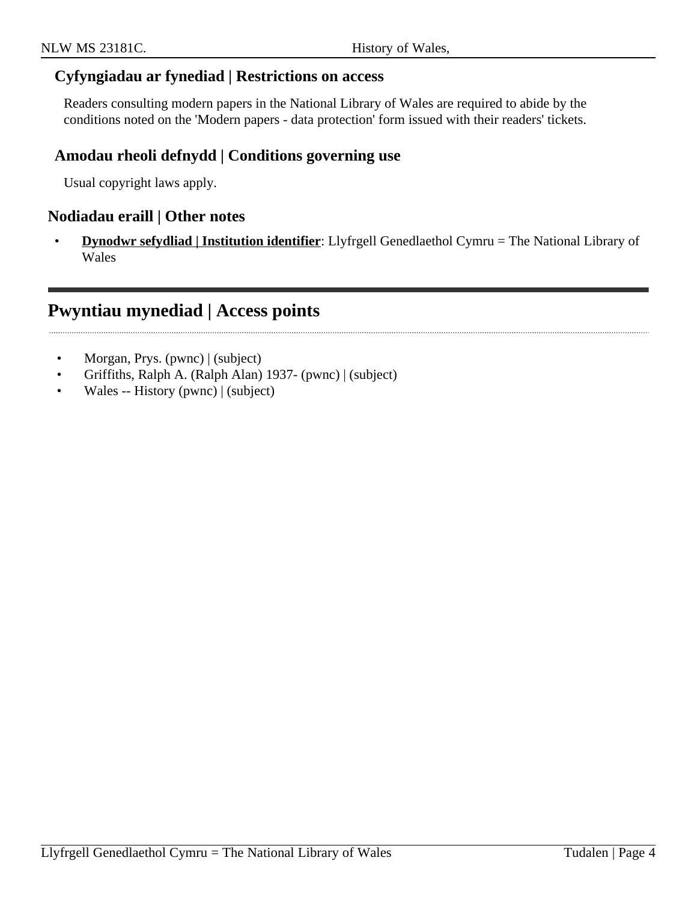### Cyfyngiadau ar fynediad | Restrictions on access

Readers consulting modern papers in the National Library of Wales are required to abide by the conditions noted on the 'Modern papers - data protection' form issued with their readers' tickets.

### Amodau rheoli defnydd | Conditions governing use

Usual copyright laws apply.

### Nodiadau eraill | Other notes

- **Dynodwr sefydliad | Institution identifier**: Llyfrgell Genedlaethol Cymru = The National Library of Wales

## Pwyntiau mynediad | Access points

- Morgan, Prys. (pwnc) | (subject)
- Griffiths, Ralph A. (Ralph Alan) 1937- (pwnc) | (subject)
- Wales -- History (pwnc) | (subject)